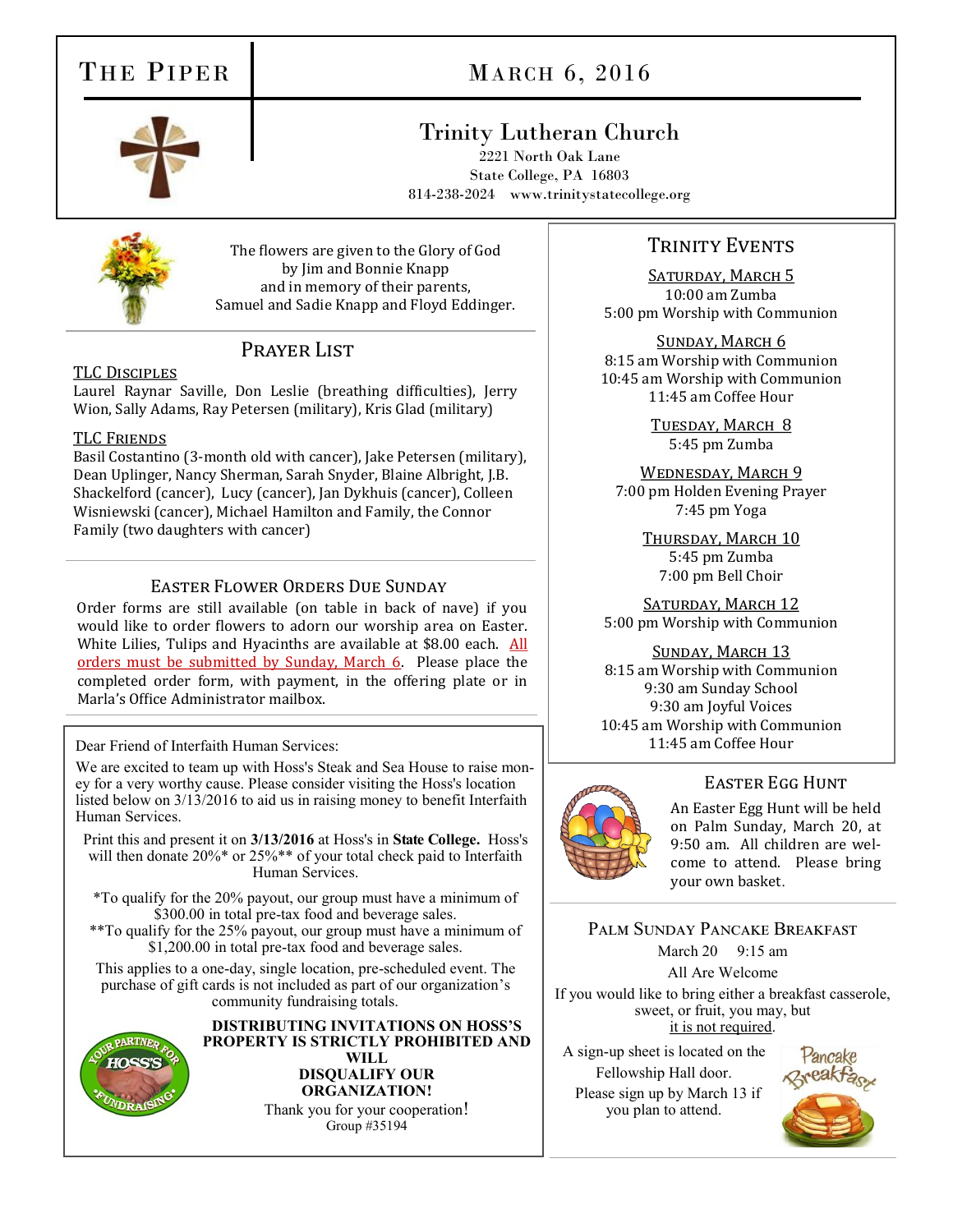# THE PIPER

## MARCH 6, 2016

## Trinity Lutheran Church

2221 North Oak Lane
State College, PA 16803
814-238-2024 www.trinitystatecollege.org

The flowers are given to the Glory of God by Jim and Bonnie Knapp and in memory of their parents, Samuel and Sadie Knapp and Floyd Eddinger.

## PRAYER LIST

**TLC DISCIPLES**
Laurel Raynar Saville, Don Leslie (breathing difficulties), Jerry Wion, Sally Adams, Ray Petersen (military), Kris Glad (military)

**TLC FRIENDS**
Basil Costantino (3-month old with cancer), Jake Petersen (military), Dean Uplinger, Nancy Sherman, Sarah Snyder, Blaine Albright, J.B. Shackelford (cancer), Lucy (cancer), Jan Dykhuis (cancer), Colleen Wisniewski (cancer), Michael Hamilton and Family, the Connor Family (two daughters with cancer)

## EASTER FLOWER ORDERS DUE SUNDAY

Order forms are still available (on table in back of nave) if you would like to order flowers to adorn our worship area on Easter. White Lilies, Tulips and Hyacinths are available at $8.00 each. All orders must be submitted by Sunday, March 6. Please place the completed order form, with payment, in the offering plate or in Marla's Office Administrator mailbox.

Dear Friend of Interfaith Human Services:

We are excited to team up with Hoss's Steak and Sea House to raise money for a very worthy cause. Please consider visiting the Hoss's location listed below on 3/13/2016 to aid us in raising money to benefit Interfaith Human Services.

Print this and present it on **3/13/2016** at Hoss's in **State College.** Hoss's will then donate 20%* or 25%** of your total check paid to Interfaith Human Services.

*To qualify for the 20% payout, our group must have a minimum of $300.00 in total pre-tax food and beverage sales.
**To qualify for the 25% payout, our group must have a minimum of $1,200.00 in total pre-tax food and beverage sales.

This applies to a one-day, single location, pre-scheduled event. The purchase of gift cards is not included as part of our organization's community fundraising totals.

**DISTRIBUTING INVITATIONS ON HOSS'S PROPERTY IS STRICTLY PROHIBITED AND WILL DISQUALIFY OUR ORGANIZATION!**

Thank you for your cooperation!
Group #35194

## TRINITY EVENTS

**SATURDAY, MARCH 5**
10:00 am Zumba
5:00 pm Worship with Communion

**SUNDAY, MARCH 6**
8:15 am Worship with Communion
10:45 am Worship with Communion
11:45 am Coffee Hour

**TUESDAY, MARCH 8**
5:45 pm Zumba

**WEDNESDAY, MARCH 9**
7:00 pm Holden Evening Prayer
7:45 pm Yoga

**THURSDAY, MARCH 10**
5:45 pm Zumba
7:00 pm Bell Choir

**SATURDAY, MARCH 12**
5:00 pm Worship with Communion

**SUNDAY, MARCH 13**
8:15 am Worship with Communion
9:30 am Sunday School
9:30 am Joyful Voices
10:45 am Worship with Communion
11:45 am Coffee Hour

## EASTER EGG HUNT

An Easter Egg Hunt will be held on Palm Sunday, March 20, at 9:50 am. All children are welcome to attend. Please bring your own basket.

## PALM SUNDAY PANCAKE BREAKFAST

March 20 9:15 am

All Are Welcome

If you would like to bring either a breakfast casserole, sweet, or fruit, you may, but it is not required.

A sign-up sheet is located on the Fellowship Hall door.
Please sign up by March 13 if you plan to attend.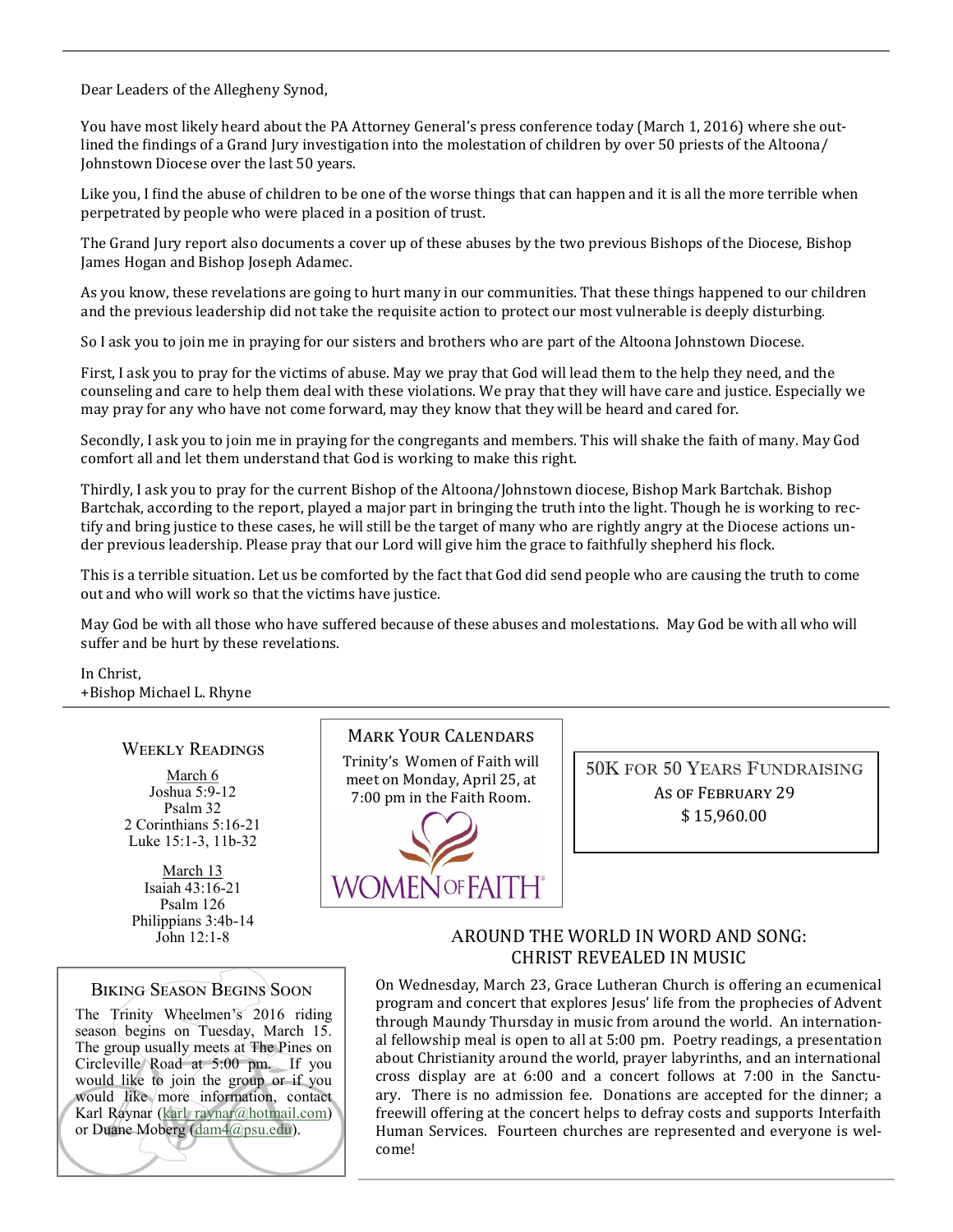Dear Leaders of the Allegheny Synod,

You have most likely heard about the PA Attorney General's press conference today (March 1, 2016) where she outlined the findings of a Grand Jury investigation into the molestation of children by over 50 priests of the Altoona/Johnstown Diocese over the last 50 years.

Like you, I find the abuse of children to be one of the worse things that can happen and it is all the more terrible when perpetrated by people who were placed in a position of trust.

The Grand Jury report also documents a cover up of these abuses by the two previous Bishops of the Diocese, Bishop James Hogan and Bishop Joseph Adamec.

As you know, these revelations are going to hurt many in our communities. That these things happened to our children and the previous leadership did not take the requisite action to protect our most vulnerable is deeply disturbing.

So I ask you to join me in praying for our sisters and brothers who are part of the Altoona Johnstown Diocese.

First, I ask you to pray for the victims of abuse. May we pray that God will lead them to the help they need, and the counseling and care to help them deal with these violations. We pray that they will have care and justice. Especially we may pray for any who have not come forward, may they know that they will be heard and cared for.

Secondly, I ask you to join me in praying for the congregants and members. This will shake the faith of many. May God comfort all and let them understand that God is working to make this right.

Thirdly, I ask you to pray for the current Bishop of the Altoona/Johnstown diocese, Bishop Mark Bartchak. Bishop Bartchak, according to the report, played a major part in bringing the truth into the light. Though he is working to rectify and bring justice to these cases, he will still be the target of many who are rightly angry at the Diocese actions under previous leadership. Please pray that our Lord will give him the grace to faithfully shepherd his flock.

This is a terrible situation. Let us be comforted by the fact that God did send people who are causing the truth to come out and who will work so that the victims have justice.

May God be with all those who have suffered because of these abuses and molestations. May God be with all who will suffer and be hurt by these revelations.

In Christ,
+Bishop Michael L. Rhyne

## Weekly Readings

March 6
Joshua 5:9-12
Psalm 32
2 Corinthians 5:16-21
Luke 15:1-3, 11b-32

March 13
Isaiah 43:16-21
Psalm 126
Philippians 3:4b-14
John 12:1-8

## Mark Your Calendars

Trinity's Women of Faith will meet on Monday, April 25, at 7:00 pm in the Faith Room.

WOMEN OF FAITH

## 50K for 50 Years Fundraising

As of February 29
$ 15,960.00

## Biking Season Begins Soon

The Trinity Wheelmen's 2016 riding season begins on Tuesday, March 15. The group usually meets at The Pines on Circleville Road at 5:00 pm. If you would like to join the group or if you would like more information, contact Karl Raynar (karl_raynar@hotmail.com) or Duane Moberg (dam4@psu.edu).

## Around the World in Word and Song: Christ Revealed in Music

On Wednesday, March 23, Grace Lutheran Church is offering an ecumenical program and concert that explores Jesus' life from the prophecies of Advent through Maundy Thursday in music from around the world. An international fellowship meal is open to all at 5:00 pm. Poetry readings, a presentation about Christianity around the world, prayer labyrinths, and an international cross display are at 6:00 and a concert follows at 7:00 in the Sanctuary. There is no admission fee. Donations are accepted for the dinner; a freewill offering at the concert helps to defray costs and supports Interfaith Human Services. Fourteen churches are represented and everyone is welcome!